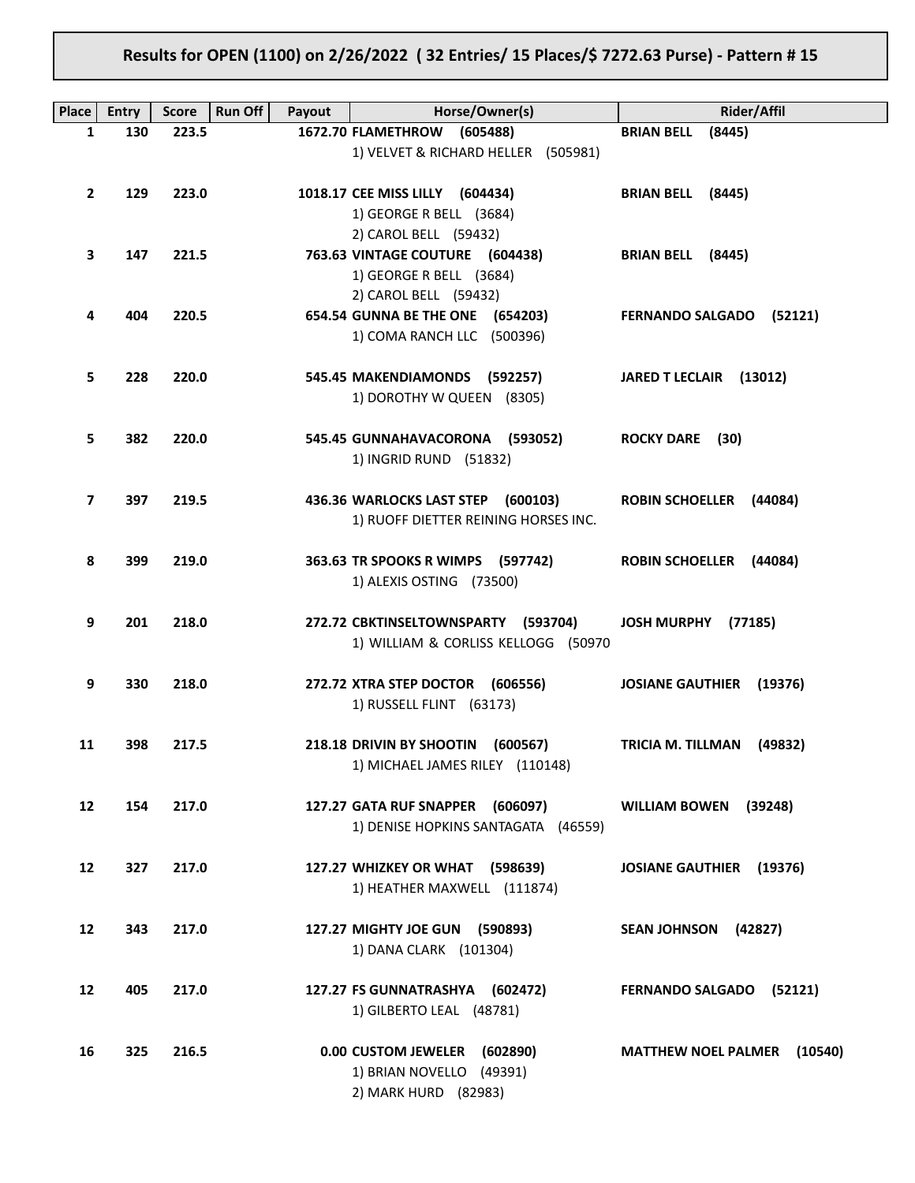**Results for OPEN (1100) on 2/26/2022 ( 32 Entries/ 15 Places/$ 7272.63 Purse) - Pattern # 15**

| Place | Entry | Score | Run Off | Payout | Horse/Owner(s) | Rider/Affil |
|---|---|---|---|---|---|---|
| 1 | 130 | 223.5 | | 1672.70 | **FLAMETHROW (605488)**<br>1) VELVET & RICHARD HELLER (505981) | **BRIAN BELL (8445)** |
| 2 | 129 | 223.0 | | 1018.17 | **CEE MISS LILLY (604434)**<br>1) GEORGE R BELL (3684)<br>2) CAROL BELL (59432) | **BRIAN BELL (8445)** |
| 3 | 147 | 221.5 | | 763.63 | **VINTAGE COUTURE (604438)**<br>1) GEORGE R BELL (3684)<br>2) CAROL BELL (59432) | **BRIAN BELL (8445)** |
| 4 | 404 | 220.5 | | 654.54 | **GUNNA BE THE ONE (654203)**<br>1) COMA RANCH LLC (500396) | **FERNANDO SALGADO (52121)** |
| 5 | 228 | 220.0 | | 545.45 | **MAKENDIAMONDS (592257)**<br>1) DOROTHY W QUEEN (8305) | **JARED T LECLAIR (13012)** |
| 5 | 382 | 220.0 | | 545.45 | **GUNNAHAVACORONA (593052)**<br>1) INGRID RUND (51832) | **ROCKY DARE (30)** |
| 7 | 397 | 219.5 | | 436.36 | **WARLOCKS LAST STEP (600103)**<br>1) RUOFF DIETTER REINING HORSES INC. | **ROBIN SCHOELLER (44084)** |
| 8 | 399 | 219.0 | | 363.63 | **TR SPOOKS R WIMPS (597742)**<br>1) ALEXIS OSTING (73500) | **ROBIN SCHOELLER (44084)** |
| 9 | 201 | 218.0 | | 272.72 | **CBKTINSELTOWNSPARTY (593704)**<br>1) WILLIAM & CORLISS KELLOGG (50970 | **JOSH MURPHY (77185)** |
| 9 | 330 | 218.0 | | 272.72 | **XTRA STEP DOCTOR (606556)**<br>1) RUSSELL FLINT (63173) | **JOSIANE GAUTHIER (19376)** |
| 11 | 398 | 217.5 | | 218.18 | **DRIVIN BY SHOOTIN (600567)**<br>1) MICHAEL JAMES RILEY (110148) | **TRICIA M. TILLMAN (49832)** |
| 12 | 154 | 217.0 | | 127.27 | **GATA RUF SNAPPER (606097)**<br>1) DENISE HOPKINS SANTAGATA (46559) | **WILLIAM BOWEN (39248)** |
| 12 | 327 | 217.0 | | 127.27 | **WHIZKEY OR WHAT (598639)**<br>1) HEATHER MAXWELL (111874) | **JOSIANE GAUTHIER (19376)** |
| 12 | 343 | 217.0 | | 127.27 | **MIGHTY JOE GUN (590893)**<br>1) DANA CLARK (101304) | **SEAN JOHNSON (42827)** |
| 12 | 405 | 217.0 | | 127.27 | **FS GUNNATRASHYA (602472)**<br>1) GILBERTO LEAL (48781) | **FERNANDO SALGADO (52121)** |
| 16 | 325 | 216.5 | | 0.00 | **CUSTOM JEWELER (602890)**<br>1) BRIAN NOVELLO (49391)<br>2) MARK HURD (82983) | **MATTHEW NOEL PALMER (10540)** |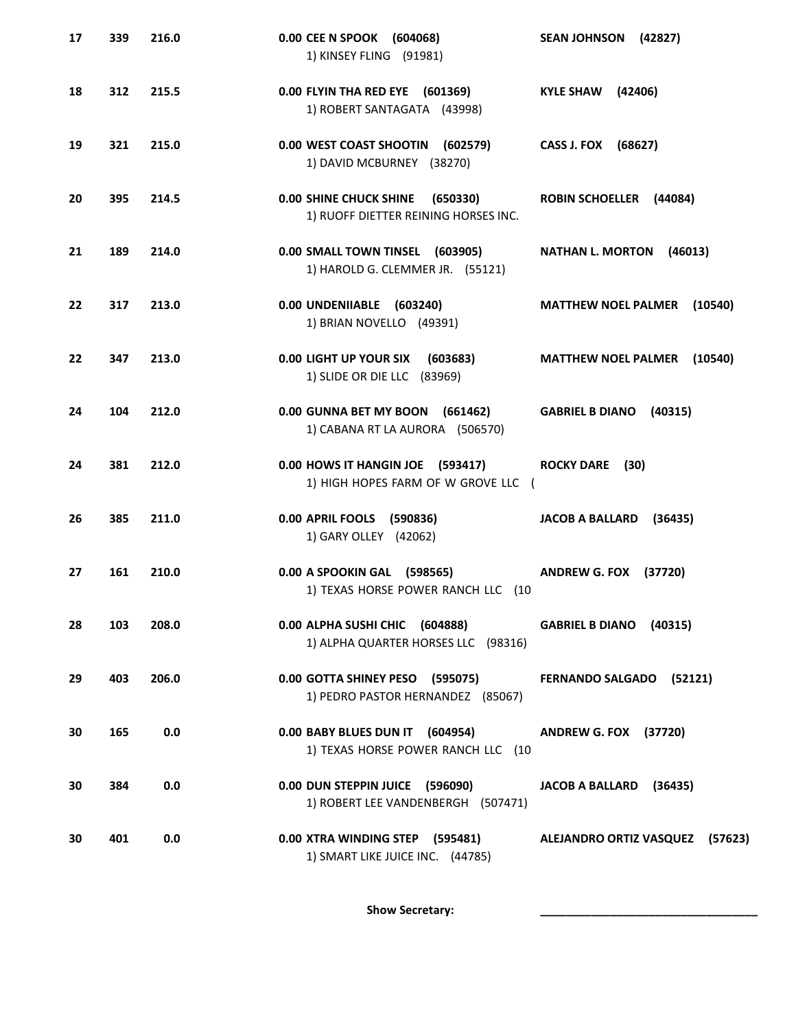| | | | | |
|---|---|---|---|---|
| 17 | 339 | 216.0 | 0.00 **CEE N SPOOK (604068)**<br>1) KINSEY FLING (91981) | **SEAN JOHNSON (42827)** |
| 18 | 312 | 215.5 | 0.00 **FLYIN THA RED EYE (601369)**<br>1) ROBERT SANTAGATA (43998) | **KYLE SHAW (42406)** |
| 19 | 321 | 215.0 | 0.00 **WEST COAST SHOOTIN (602579)**<br>1) DAVID MCBURNEY (38270) | **CASS J. FOX (68627)** |
| 20 | 395 | 214.5 | 0.00 **SHINE CHUCK SHINE (650330)**<br>1) RUOFF DIETTER REINING HORSES INC. | **ROBIN SCHOELLER (44084)** |
| 21 | 189 | 214.0 | 0.00 **SMALL TOWN TINSEL (603905)**<br>1) HAROLD G. CLEMMER JR. (55121) | **NATHAN L. MORTON (46013)** |
| 22 | 317 | 213.0 | 0.00 **UNDENIIABLE (603240)**<br>1) BRIAN NOVELLO (49391) | **MATTHEW NOEL PALMER (10540)** |
| 22 | 347 | 213.0 | 0.00 **LIGHT UP YOUR SIX (603683)**<br>1) SLIDE OR DIE LLC (83969) | **MATTHEW NOEL PALMER (10540)** |
| 24 | 104 | 212.0 | 0.00 **GUNNA BET MY BOON (661462)**<br>1) CABANA RT LA AURORA (506570) | **GABRIEL B DIANO (40315)** |
| 24 | 381 | 212.0 | 0.00 **HOWS IT HANGIN JOE (593417)**<br>1) HIGH HOPES FARM OF W GROVE LLC ( | **ROCKY DARE (30)** |
| 26 | 385 | 211.0 | 0.00 **APRIL FOOLS (590836)**<br>1) GARY OLLEY (42062) | **JACOB A BALLARD (36435)** |
| 27 | 161 | 210.0 | 0.00 **A SPOOKIN GAL (598565)**<br>1) TEXAS HORSE POWER RANCH LLC (10 | **ANDREW G. FOX (37720)** |
| 28 | 103 | 208.0 | 0.00 **ALPHA SUSHI CHIC (604888)**<br>1) ALPHA QUARTER HORSES LLC (98316) | **GABRIEL B DIANO (40315)** |
| 29 | 403 | 206.0 | 0.00 **GOTTA SHINEY PESO (595075)**<br>1) PEDRO PASTOR HERNANDEZ (85067) | **FERNANDO SALGADO (52121)** |
| 30 | 165 | 0.0 | 0.00 **BABY BLUES DUN IT (604954)**<br>1) TEXAS HORSE POWER RANCH LLC (10 | **ANDREW G. FOX (37720)** |
| 30 | 384 | 0.0 | 0.00 **DUN STEPPIN JUICE (596090)**<br>1) ROBERT LEE VANDENBERGH (507471) | **JACOB A BALLARD (36435)** |
| 30 | 401 | 0.0 | 0.00 **XTRA WINDING STEP (595481)**<br>1) SMART LIKE JUICE INC. (44785) | **ALEJANDRO ORTIZ VASQUEZ (57623)** |

**Show Secretary:** ___________________________________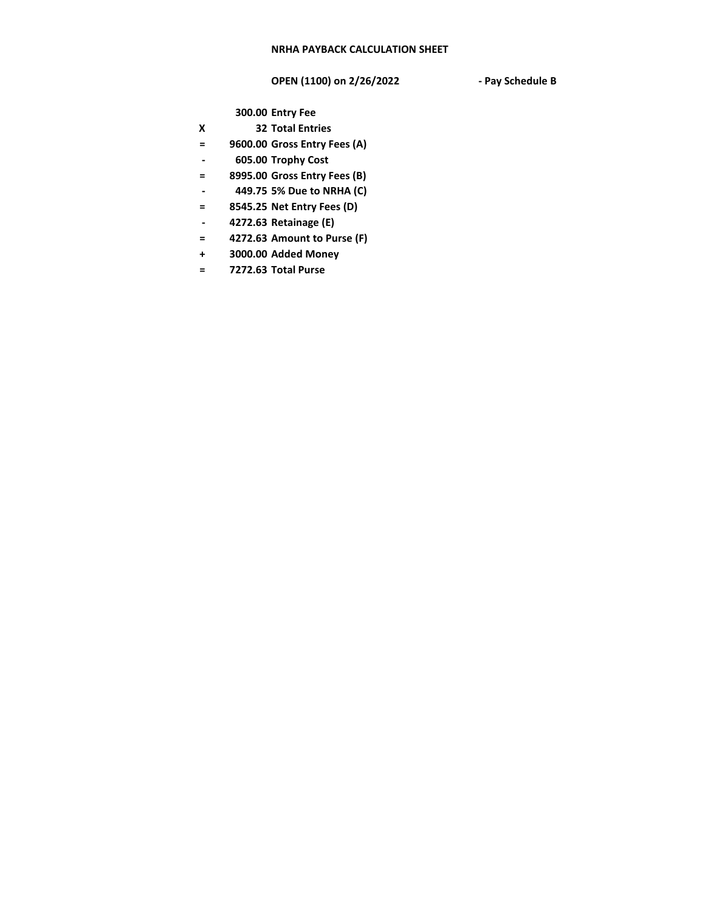**NRHA PAYBACK CALCULATION SHEET**

**OPEN (1100) on 2/26/2022** **- Pay Schedule B**

| | | |
|---|---|---|
| | 300.00 | Entry Fee |
| X | 32 | Total Entries |
| = | 9600.00 | Gross Entry Fees (A) |
| - | 605.00 | Trophy Cost |
| = | 8995.00 | Gross Entry Fees (B) |
| - | 449.75 | 5% Due to NRHA (C) |
| = | 8545.25 | Net Entry Fees (D) |
| - | 4272.63 | Retainage (E) |
| = | 4272.63 | Amount to Purse (F) |
| + | 3000.00 | Added Money |
| = | 7272.63 | Total Purse |